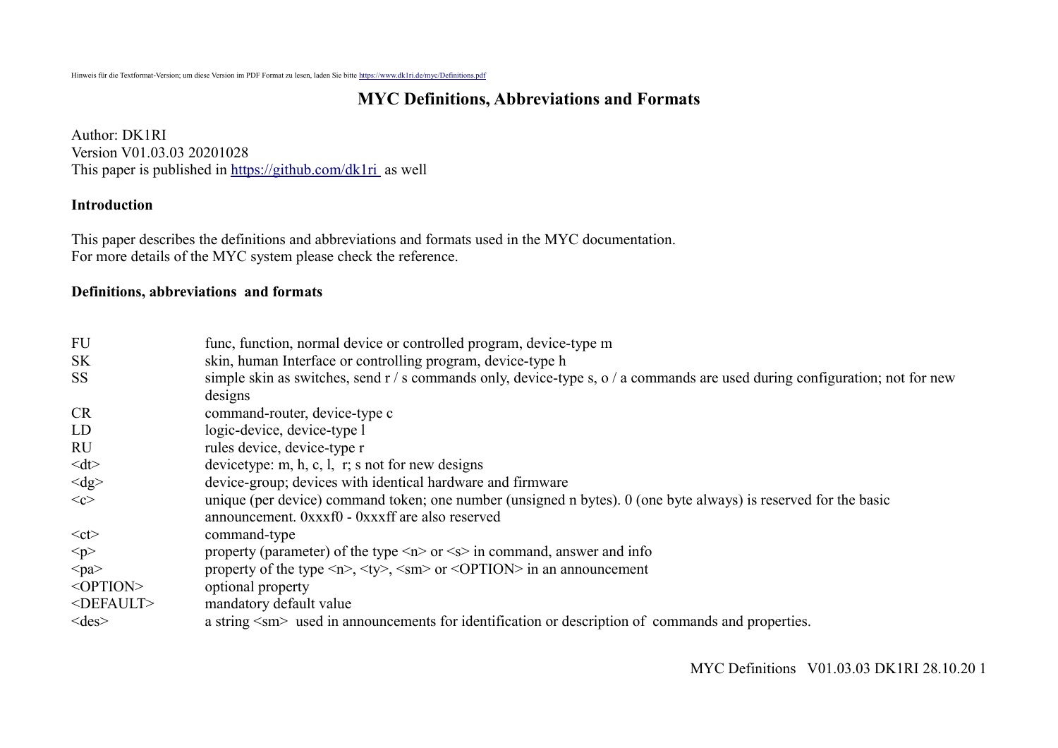Hinweis für die Textformat-Version; um diese Version im PDF Format zu lesen, laden Sie bitte https://www.dk1ri.de/myc/Definitions.pdf

# MYC Definitions, Abbreviations and Formats

Author: DK1RI
Version V01.03.03 20201028
This paper is published in https://github.com/dk1ri as well

## Introduction

This paper describes the definitions and abbreviations and formats used in the MYC documentation.
For more details of the MYC system please check the reference.

## Definitions, abbreviations and formats

| | |
|---|---|
| FU | func, function, normal device or controlled program, device-type m |
| SK | skin, human Interface or controlling program, device-type h |
| SS | simple skin as switches, send r / s commands only, device-type s, o / a commands are used during configuration; not for new designs |
| CR | command-router, device-type c |
| LD | logic-device, device-type l |
| RU | rules device, device-type r |
| <dt> | devicetype: m, h, c, l, r; s not for new designs |
| <dg> | device-group; devices with identical hardware and firmware |
| <c> | unique (per device) command token; one number (unsigned n bytes). 0 (one byte always) is reserved for the basic announcement. 0xxxf0 - 0xxxff are also reserved |
| <ct> | command-type |
| <p> | property (parameter) of the type <n> or <s> in command, answer and info |
| <pa> | property of the type <n>, <ty>, <sm> or <OPTION> in an announcement |
| <OPTION> | optional property |
| <DEFAULT> | mandatory default value |
| <des> | a string <sm> used in announcements for identification or description of commands and properties. |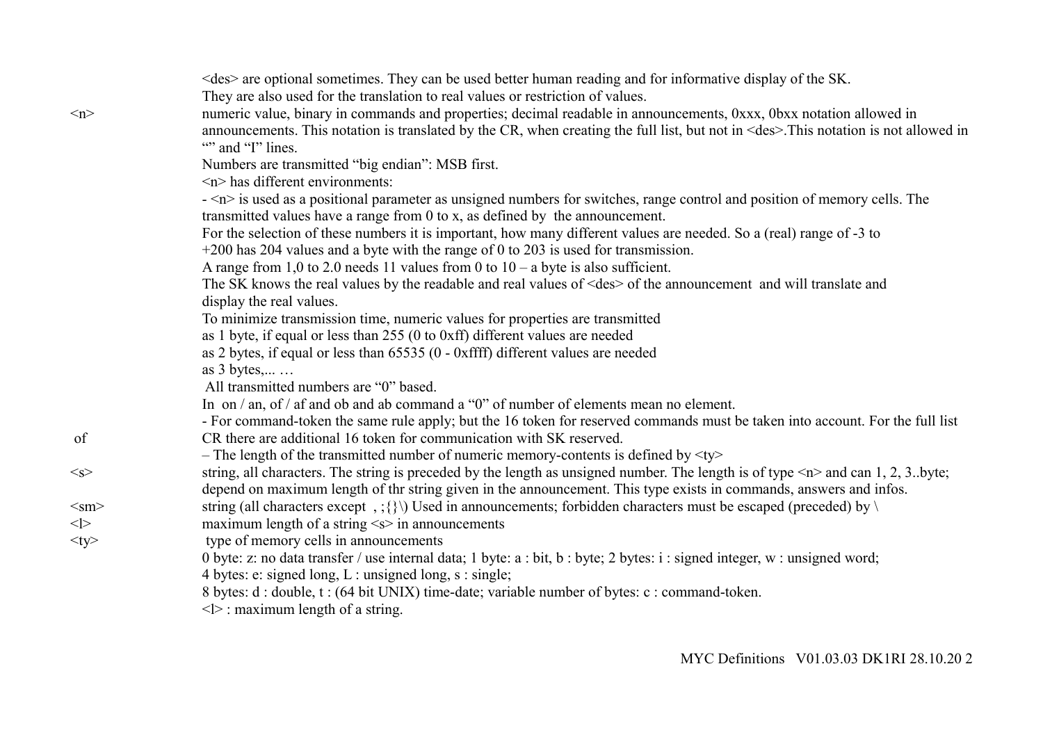<des> are optional sometimes. They can be used better human reading and for informative display of the SK.
They are also used for the translation to real values or restriction of values.

**<n>** numeric value, binary in commands and properties; decimal readable in announcements, 0xxx, 0bxx notation allowed in announcements. This notation is translated by the CR, when creating the full list, but not in <des>.This notation is not allowed in "" and "I" lines.
Numbers are transmitted "big endian": MSB first.
<n> has different environments:
- <n> is used as a positional parameter as unsigned numbers for switches, range control and position of memory cells. The transmitted values have a range from 0 to x, as defined by the announcement.
For the selection of these numbers it is important, how many different values are needed. So a (real) range of -3 to +200 has 204 values and a byte with the range of 0 to 203 is used for transmission.
A range from 1,0 to 2.0 needs 11 values from 0 to 10 – a byte is also sufficient.
The SK knows the real values by the readable and real values of <des> of the announcement and will translate and display the real values.
To minimize transmission time, numeric values for properties are transmitted
as 1 byte, if equal or less than 255 (0 to 0xff) different values are needed
as 2 bytes, if equal or less than 65535 (0 - 0xffff) different values are needed
as 3 bytes,... …
All transmitted numbers are "0" based.
In on / an, of / af and ob and ab command a "0" of number of elements mean no element.
- For command-token the same rule apply; but the 16 token for reserved commands must be taken into account. For the full list

**of** CR there are additional 16 token for communication with SK reserved.
– The length of the transmitted number of numeric memory-contents is defined by <ty>

**<s>** string, all characters. The string is preceded by the length as unsigned number. The length is of type <n> and can 1, 2, 3..byte; depend on maximum length of thr string given in the announcement. This type exists in commands, answers and infos.

**<sm>** string (all characters except , ;{}\) Used in announcements; forbidden characters must be escaped (preceded) by \

**<l>** maximum length of a string <s> in announcements

**<ty>** type of memory cells in announcements
0 byte: z: no data transfer / use internal data; 1 byte: a : bit, b : byte; 2 bytes: i : signed integer, w : unsigned word;
4 bytes: e: signed long, L : unsigned long, s : single;
8 bytes: d : double, t : (64 bit UNIX) time-date; variable number of bytes: c : command-token.
<l> : maximum length of a string.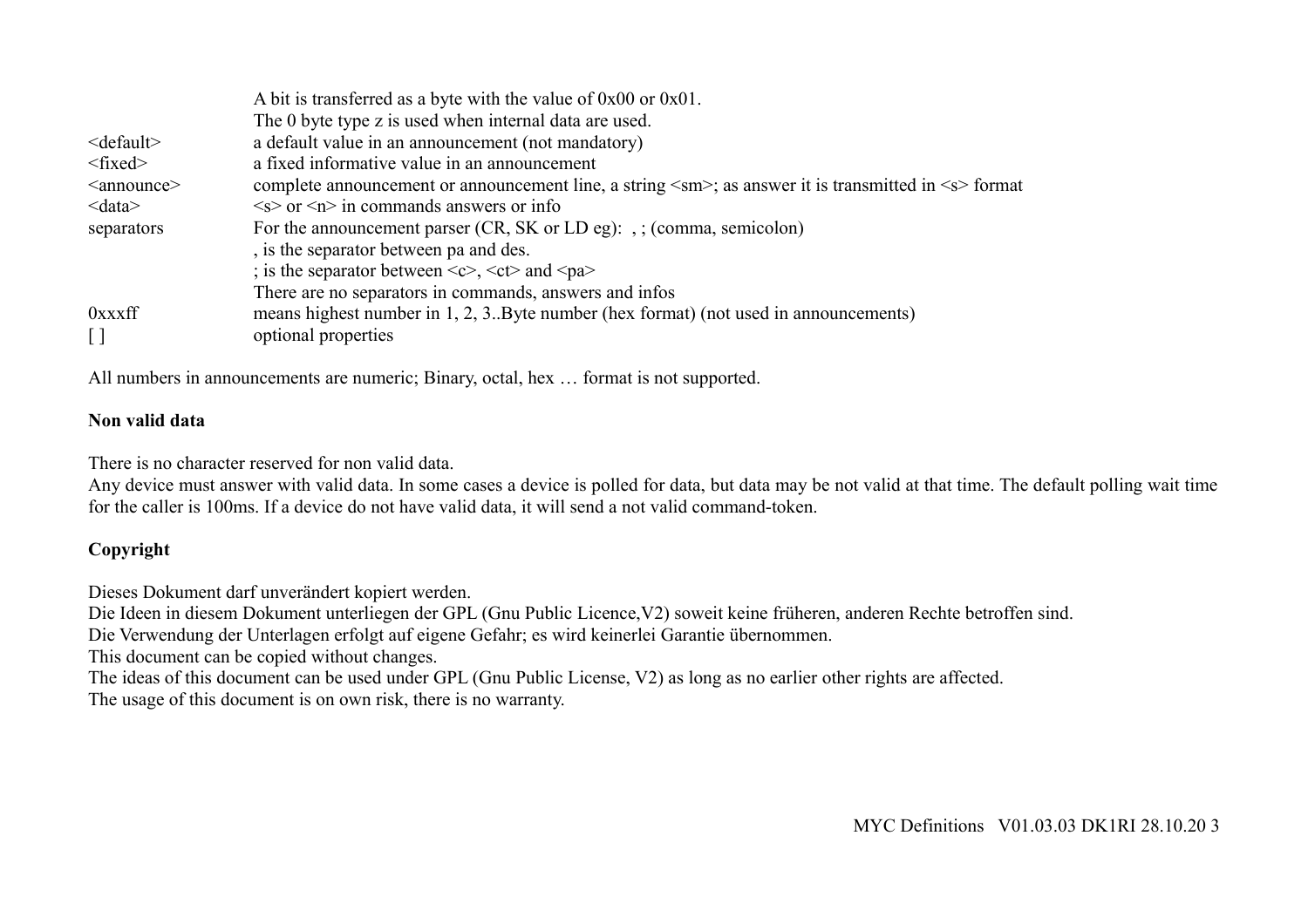| | |
|---|---|
| | A bit is transferred as a byte with the value of 0x00 or 0x01. |
| | The 0 byte type z is used when internal data are used. |
| <default> | a default value in an announcement (not mandatory) |
| <fixed> | a fixed informative value in an announcement |
| <announce> | complete announcement or announcement line, a string <sm>; as answer it is transmitted in <s> format |
| <data> | <s> or <n> in commands answers or info |
| separators | For the announcement parser (CR, SK or LD eg): , ; (comma, semicolon) |
| | , is the separator between pa and des. |
| | ; is the separator between <c>, <ct> and <pa> |
| | There are no separators in commands, answers and infos |
| 0xxxff | means highest number in 1, 2, 3..Byte number (hex format) (not used in announcements) |
| [ ] | optional properties |

All numbers in announcements are numeric; Binary, octal, hex … format is not supported.

**Non valid data**

There is no character reserved for non valid data.
Any device must answer with valid data. In some cases a device is polled for data, but data may be not valid at that time. The default polling wait time for the caller is 100ms. If a device do not have valid data, it will send a not valid command-token.

**Copyright**

Dieses Dokument darf unverändert kopiert werden.
Die Ideen in diesem Dokument unterliegen der GPL (Gnu Public Licence,V2) soweit keine früheren, anderen Rechte betroffen sind.
Die Verwendung der Unterlagen erfolgt auf eigene Gefahr; es wird keinerlei Garantie übernommen.
This document can be copied without changes.
The ideas of this document can be used under GPL (Gnu Public License, V2) as long as no earlier other rights are affected.
The usage of this document is on own risk, there is no warranty.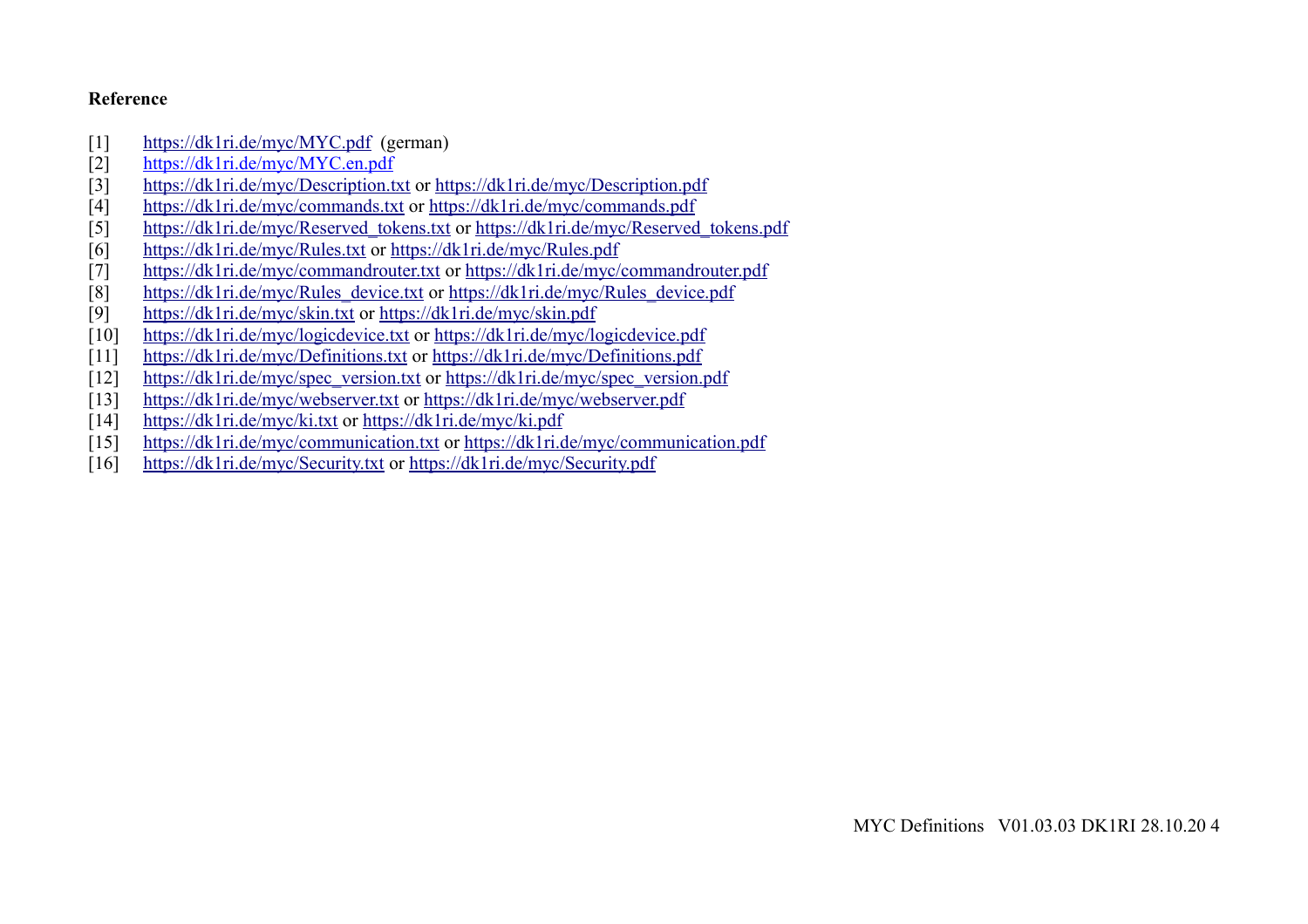**Reference**

[1] https://dk1ri.de/myc/MYC.pdf (german)
[2] https://dk1ri.de/myc/MYC.en.pdf
[3] https://dk1ri.de/myc/Description.txt or https://dk1ri.de/myc/Description.pdf
[4] https://dk1ri.de/myc/commands.txt or https://dk1ri.de/myc/commands.pdf
[5] https://dk1ri.de/myc/Reserved_tokens.txt or https://dk1ri.de/myc/Reserved_tokens.pdf
[6] https://dk1ri.de/myc/Rules.txt or https://dk1ri.de/myc/Rules.pdf
[7] https://dk1ri.de/myc/commandrouter.txt or https://dk1ri.de/myc/commandrouter.pdf
[8] https://dk1ri.de/myc/Rules_device.txt or https://dk1ri.de/myc/Rules_device.pdf
[9] https://dk1ri.de/myc/skin.txt or https://dk1ri.de/myc/skin.pdf
[10] https://dk1ri.de/myc/logicdevice.txt or https://dk1ri.de/myc/logicdevice.pdf
[11] https://dk1ri.de/myc/Definitions.txt or https://dk1ri.de/myc/Definitions.pdf
[12] https://dk1ri.de/myc/spec_version.txt or https://dk1ri.de/myc/spec_version.pdf
[13] https://dk1ri.de/myc/webserver.txt or https://dk1ri.de/myc/webserver.pdf
[14] https://dk1ri.de/myc/ki.txt or https://dk1ri.de/myc/ki.pdf
[15] https://dk1ri.de/myc/communication.txt or https://dk1ri.de/myc/communication.pdf
[16] https://dk1ri.de/myc/Security.txt or https://dk1ri.de/myc/Security.pdf